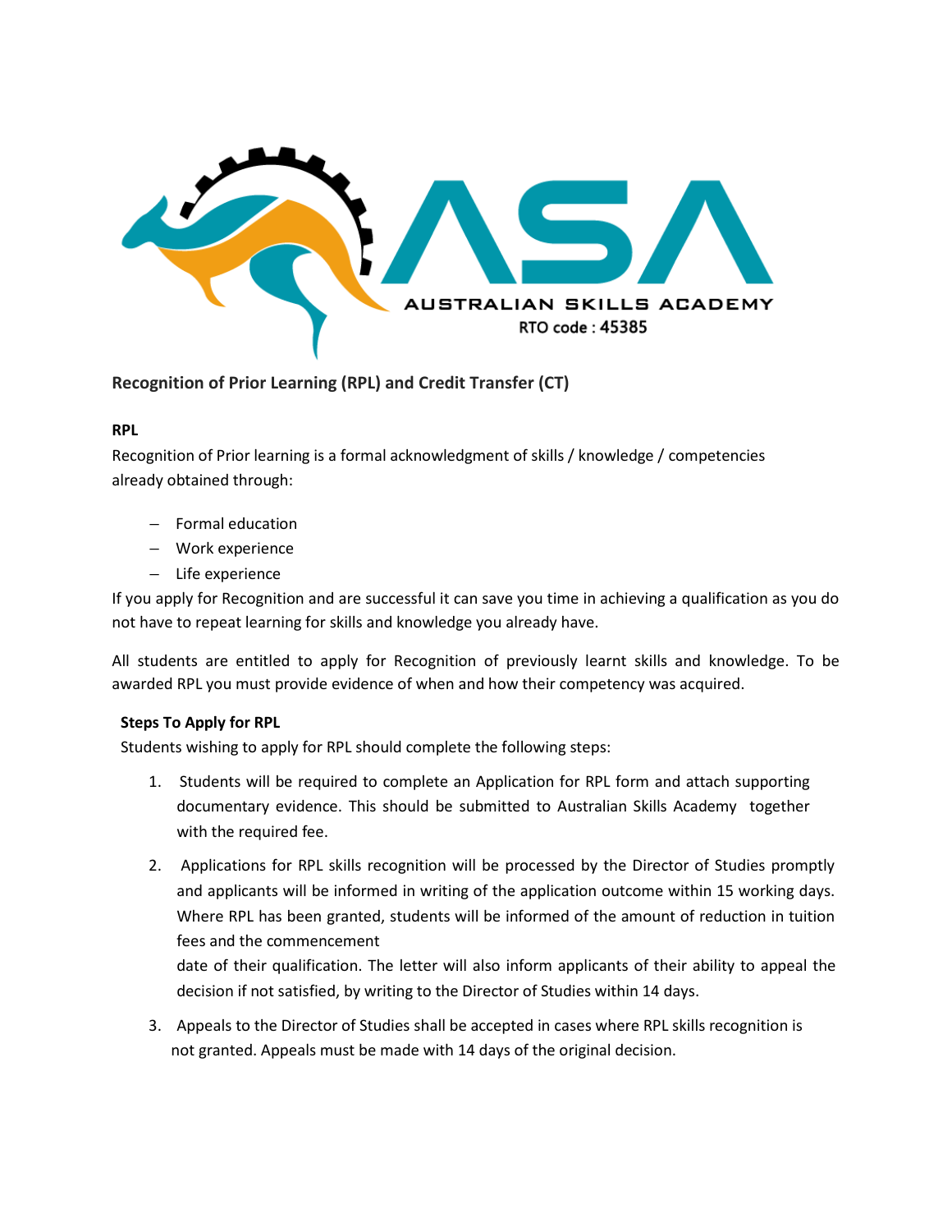AUSTRALIAN SKILLS ACADEMY

RTO code : 45385

## Recognition of Prior Learning (RPL) and Credit Transfer (CT)

### RPL

Recognition of Prior learning is a formal acknowledgment of skills / knowledge / competencies already obtained through:

- Formal education
- Work experience
- Life experience

If you apply for Recognition and are successful it can save you time in achieving a qualification as you do not have to repeat learning for skills and knowledge you already have.

All students are entitled to apply for Recognition of previously learnt skills and knowledge. To be awarded RPL you must provide evidence of when and how their competency was acquired.

### Steps To Apply for RPL

Students wishing to apply for RPL should complete the following steps:

1. Students will be required to complete an Application for RPL form and attach supporting documentary evidence. This should be submitted to Australian Skills Academy together with the required fee.
2. Applications for RPL skills recognition will be processed by the Director of Studies promptly and applicants will be informed in writing of the application outcome within 15 working days. Where RPL has been granted, students will be informed of the amount of reduction in tuition fees and the commencement date of their qualification. The letter will also inform applicants of their ability to appeal the decision if not satisfied, by writing to the Director of Studies within 14 days.
3. Appeals to the Director of Studies shall be accepted in cases where RPL skills recognition is not granted. Appeals must be made with 14 days of the original decision.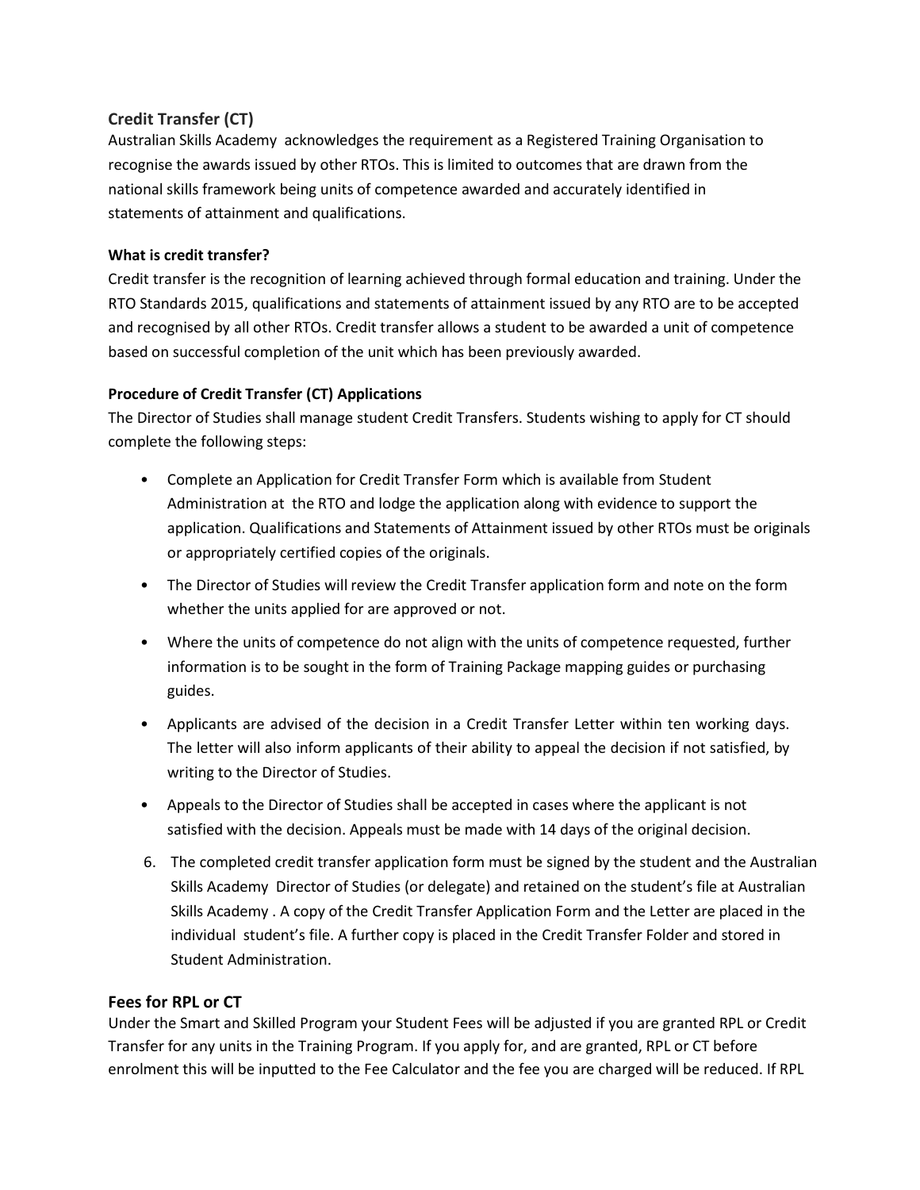## Credit Transfer (CT)

Australian Skills Academy acknowledges the requirement as a Registered Training Organisation to recognise the awards issued by other RTOs. This is limited to outcomes that are drawn from the national skills framework being units of competence awarded and accurately identified in statements of attainment and qualifications.

### What is credit transfer?

Credit transfer is the recognition of learning achieved through formal education and training. Under the RTO Standards 2015, qualifications and statements of attainment issued by any RTO are to be accepted and recognised by all other RTOs. Credit transfer allows a student to be awarded a unit of competence based on successful completion of the unit which has been previously awarded.

### Procedure of Credit Transfer (CT) Applications

The Director of Studies shall manage student Credit Transfers. Students wishing to apply for CT should complete the following steps:

- Complete an Application for Credit Transfer Form which is available from Student Administration at the RTO and lodge the application along with evidence to support the application. Qualifications and Statements of Attainment issued by other RTOs must be originals or appropriately certified copies of the originals.
- The Director of Studies will review the Credit Transfer application form and note on the form whether the units applied for are approved or not.
- Where the units of competence do not align with the units of competence requested, further information is to be sought in the form of Training Package mapping guides or purchasing guides.
- Applicants are advised of the decision in a Credit Transfer Letter within ten working days. The letter will also inform applicants of their ability to appeal the decision if not satisfied, by writing to the Director of Studies.
- Appeals to the Director of Studies shall be accepted in cases where the applicant is not satisfied with the decision. Appeals must be made with 14 days of the original decision.

6. The completed credit transfer application form must be signed by the student and the Australian Skills Academy Director of Studies (or delegate) and retained on the student's file at Australian Skills Academy . A copy of the Credit Transfer Application Form and the Letter are placed in the individual student's file. A further copy is placed in the Credit Transfer Folder and stored in Student Administration.

## Fees for RPL or CT

Under the Smart and Skilled Program your Student Fees will be adjusted if you are granted RPL or Credit Transfer for any units in the Training Program. If you apply for, and are granted, RPL or CT before enrolment this will be inputted to the Fee Calculator and the fee you are charged will be reduced. If RPL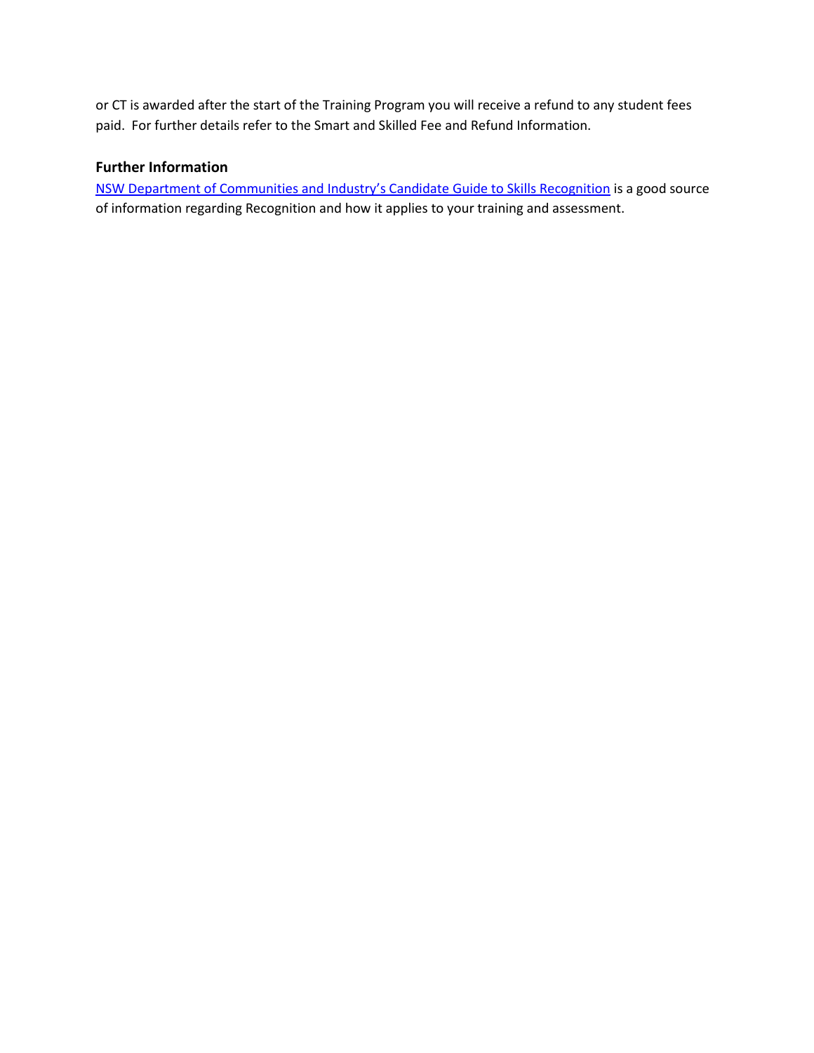or CT is awarded after the start of the Training Program you will receive a refund to any student fees paid. For further details refer to the Smart and Skilled Fee and Refund Information.

### Further Information

NSW Department of Communities and Industry's Candidate Guide to Skills Recognition is a good source of information regarding Recognition and how it applies to your training and assessment.